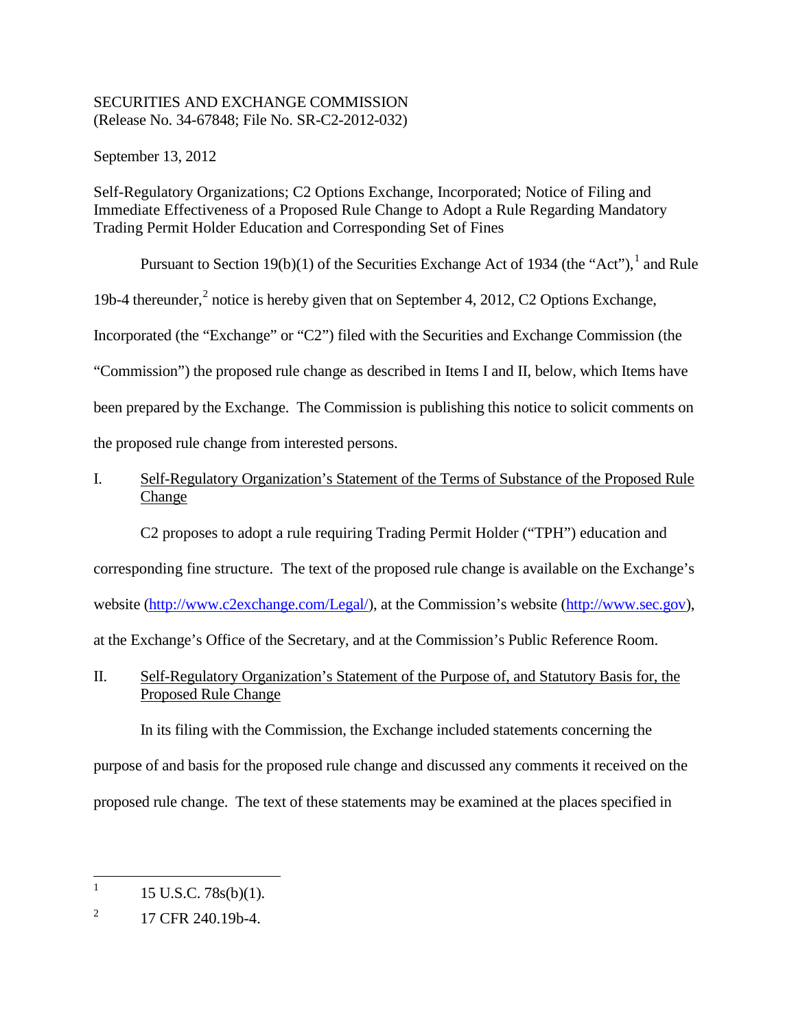SECURITIES AND EXCHANGE COMMISSION
(Release No. 34-67848; File No. SR-C2-2012-032)

September 13, 2012

Self-Regulatory Organizations; C2 Options Exchange, Incorporated; Notice of Filing and Immediate Effectiveness of a Proposed Rule Change to Adopt a Rule Regarding Mandatory Trading Permit Holder Education and Corresponding Set of Fines

Pursuant to Section 19(b)(1) of the Securities Exchange Act of 1934 (the "Act"),[1] and Rule 19b-4 thereunder,[2] notice is hereby given that on September 4, 2012, C2 Options Exchange, Incorporated (the "Exchange" or "C2") filed with the Securities and Exchange Commission (the "Commission") the proposed rule change as described in Items I and II, below, which Items have been prepared by the Exchange. The Commission is publishing this notice to solicit comments on the proposed rule change from interested persons.

## I. Self-Regulatory Organization's Statement of the Terms of Substance of the Proposed Rule Change

C2 proposes to adopt a rule requiring Trading Permit Holder ("TPH") education and corresponding fine structure. The text of the proposed rule change is available on the Exchange's website (http://www.c2exchange.com/Legal/), at the Commission's website (http://www.sec.gov), at the Exchange's Office of the Secretary, and at the Commission's Public Reference Room.

## II. Self-Regulatory Organization's Statement of the Purpose of, and Statutory Basis for, the Proposed Rule Change

In its filing with the Commission, the Exchange included statements concerning the purpose of and basis for the proposed rule change and discussed any comments it received on the proposed rule change. The text of these statements may be examined at the places specified in

---

1 15 U.S.C. 78s(b)(1).

2 17 CFR 240.19b-4.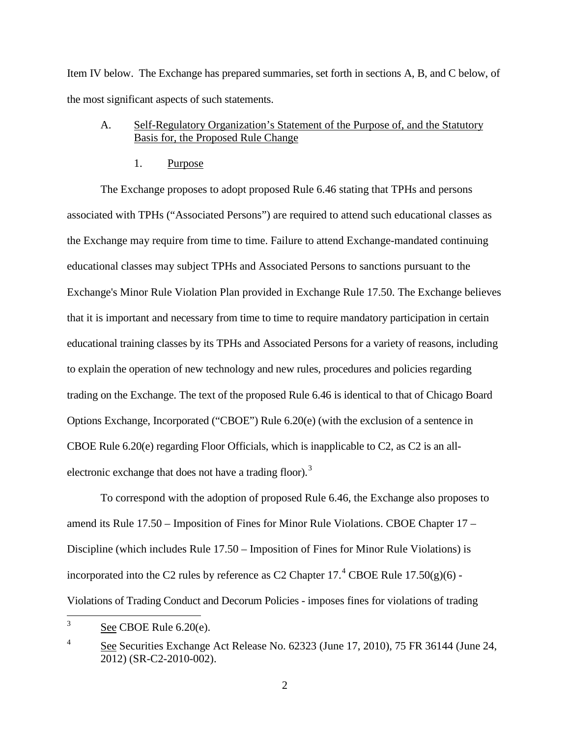Item IV below. The Exchange has prepared summaries, set forth in sections A, B, and C below, of the most significant aspects of such statements.

A. Self-Regulatory Organization's Statement of the Purpose of, and the Statutory Basis for, the Proposed Rule Change

1. Purpose

The Exchange proposes to adopt proposed Rule 6.46 stating that TPHs and persons associated with TPHs ("Associated Persons") are required to attend such educational classes as the Exchange may require from time to time. Failure to attend Exchange-mandated continuing educational classes may subject TPHs and Associated Persons to sanctions pursuant to the Exchange's Minor Rule Violation Plan provided in Exchange Rule 17.50. The Exchange believes that it is important and necessary from time to time to require mandatory participation in certain educational training classes by its TPHs and Associated Persons for a variety of reasons, including to explain the operation of new technology and new rules, procedures and policies regarding trading on the Exchange. The text of the proposed Rule 6.46 is identical to that of Chicago Board Options Exchange, Incorporated ("CBOE") Rule 6.20(e) (with the exclusion of a sentence in CBOE Rule 6.20(e) regarding Floor Officials, which is inapplicable to C2, as C2 is an all-electronic exchange that does not have a trading floor).[3]

To correspond with the adoption of proposed Rule 6.46, the Exchange also proposes to amend its Rule 17.50 – Imposition of Fines for Minor Rule Violations. CBOE Chapter 17 – Discipline (which includes Rule 17.50 – Imposition of Fines for Minor Rule Violations) is incorporated into the C2 rules by reference as C2 Chapter 17.[4] CBOE Rule 17.50(g)(6) - Violations of Trading Conduct and Decorum Policies - imposes fines for violations of trading

---

[3] See CBOE Rule 6.20(e).

[4] See Securities Exchange Act Release No. 62323 (June 17, 2010), 75 FR 36144 (June 24, 2012) (SR-C2-2010-002).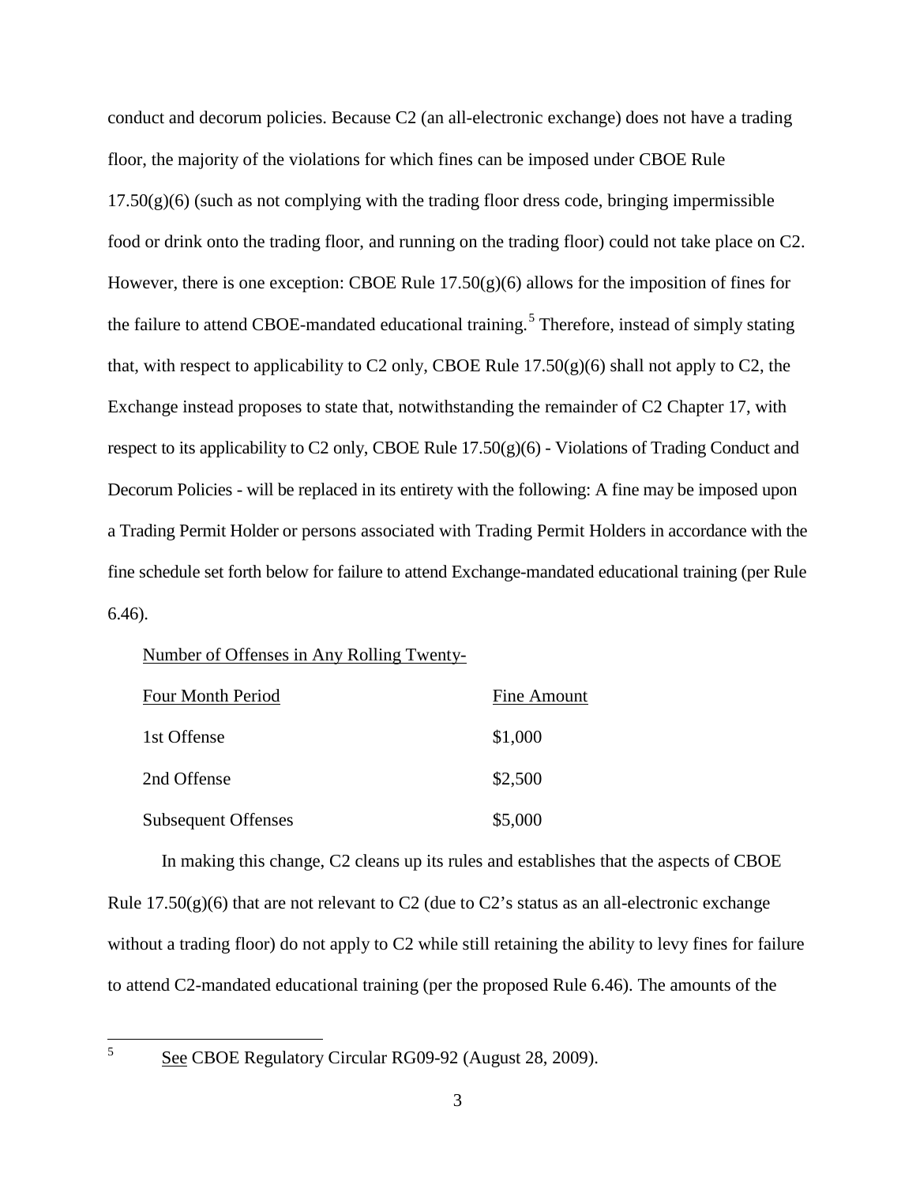conduct and decorum policies. Because C2 (an all-electronic exchange) does not have a trading floor, the majority of the violations for which fines can be imposed under CBOE Rule 17.50(g)(6) (such as not complying with the trading floor dress code, bringing impermissible food or drink onto the trading floor, and running on the trading floor) could not take place on C2. However, there is one exception: CBOE Rule 17.50(g)(6) allows for the imposition of fines for the failure to attend CBOE-mandated educational training.[5] Therefore, instead of simply stating that, with respect to applicability to C2 only, CBOE Rule 17.50(g)(6) shall not apply to C2, the Exchange instead proposes to state that, notwithstanding the remainder of C2 Chapter 17, with respect to its applicability to C2 only, CBOE Rule 17.50(g)(6) - Violations of Trading Conduct and Decorum Policies - will be replaced in its entirety with the following: A fine may be imposed upon a Trading Permit Holder or persons associated with Trading Permit Holders in accordance with the fine schedule set forth below for failure to attend Exchange-mandated educational training (per Rule 6.46).

| Number of Offenses in Any Rolling Twenty-Four Month Period | Fine Amount |
|---|---|
| 1st Offense | \$1,000 |
| 2nd Offense | \$2,500 |
| Subsequent Offenses | \$5,000 |

In making this change, C2 cleans up its rules and establishes that the aspects of CBOE Rule 17.50(g)(6) that are not relevant to C2 (due to C2's status as an all-electronic exchange without a trading floor) do not apply to C2 while still retaining the ability to levy fines for failure to attend C2-mandated educational training (per the proposed Rule 6.46). The amounts of the

[5] See CBOE Regulatory Circular RG09-92 (August 28, 2009).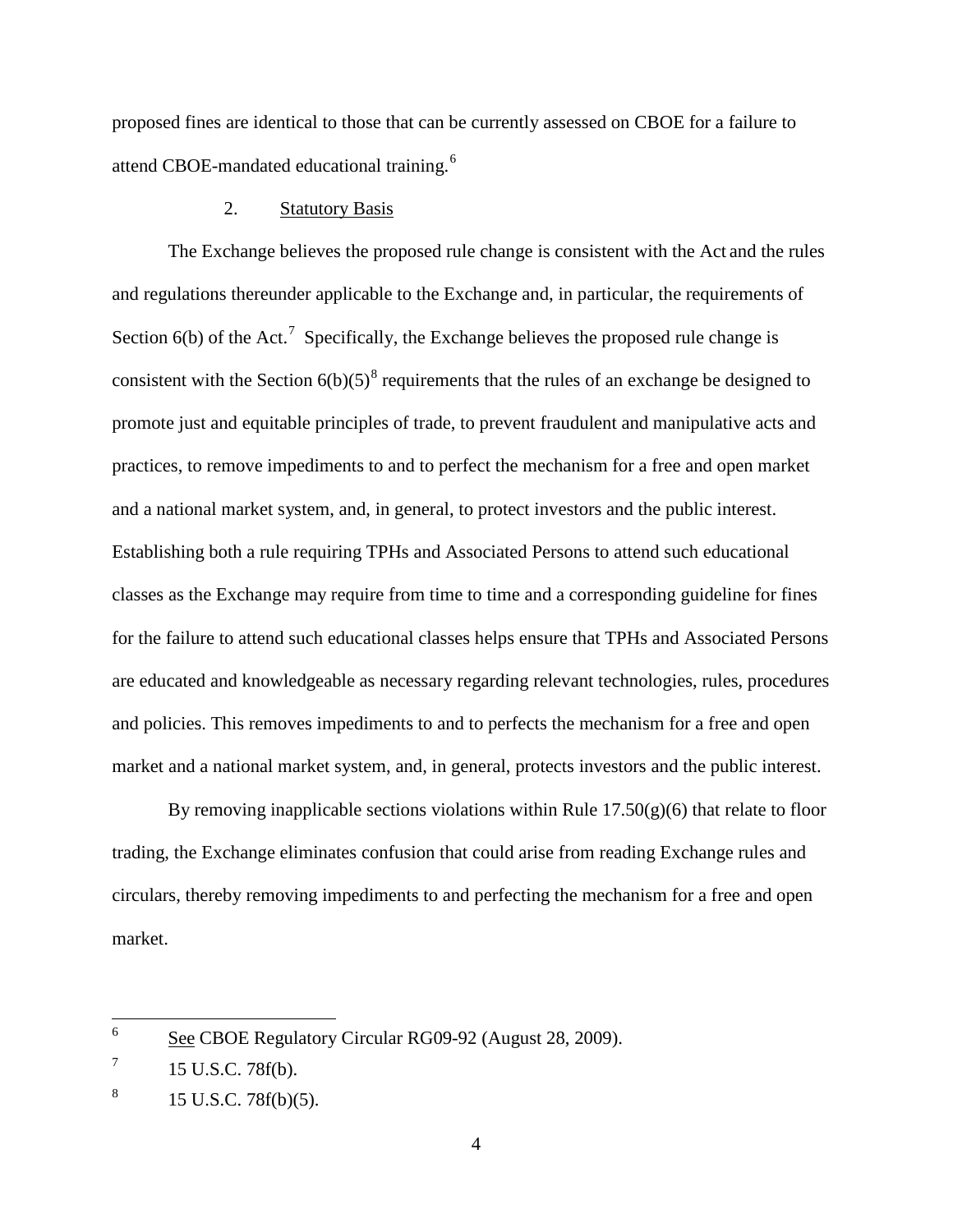proposed fines are identical to those that can be currently assessed on CBOE for a failure to attend CBOE-mandated educational training.[6]

2. Statutory Basis

The Exchange believes the proposed rule change is consistent with the Act and the rules and regulations thereunder applicable to the Exchange and, in particular, the requirements of Section 6(b) of the Act.[7] Specifically, the Exchange believes the proposed rule change is consistent with the Section 6(b)(5)[8] requirements that the rules of an exchange be designed to promote just and equitable principles of trade, to prevent fraudulent and manipulative acts and practices, to remove impediments to and to perfect the mechanism for a free and open market and a national market system, and, in general, to protect investors and the public interest. Establishing both a rule requiring TPHs and Associated Persons to attend such educational classes as the Exchange may require from time to time and a corresponding guideline for fines for the failure to attend such educational classes helps ensure that TPHs and Associated Persons are educated and knowledgeable as necessary regarding relevant technologies, rules, procedures and policies. This removes impediments to and to perfects the mechanism for a free and open market and a national market system, and, in general, protects investors and the public interest.

By removing inapplicable sections violations within Rule 17.50(g)(6) that relate to floor trading, the Exchange eliminates confusion that could arise from reading Exchange rules and circulars, thereby removing impediments to and perfecting the mechanism for a free and open market.

---

[6] See CBOE Regulatory Circular RG09-92 (August 28, 2009).

[7] 15 U.S.C. 78f(b).

[8] 15 U.S.C. 78f(b)(5).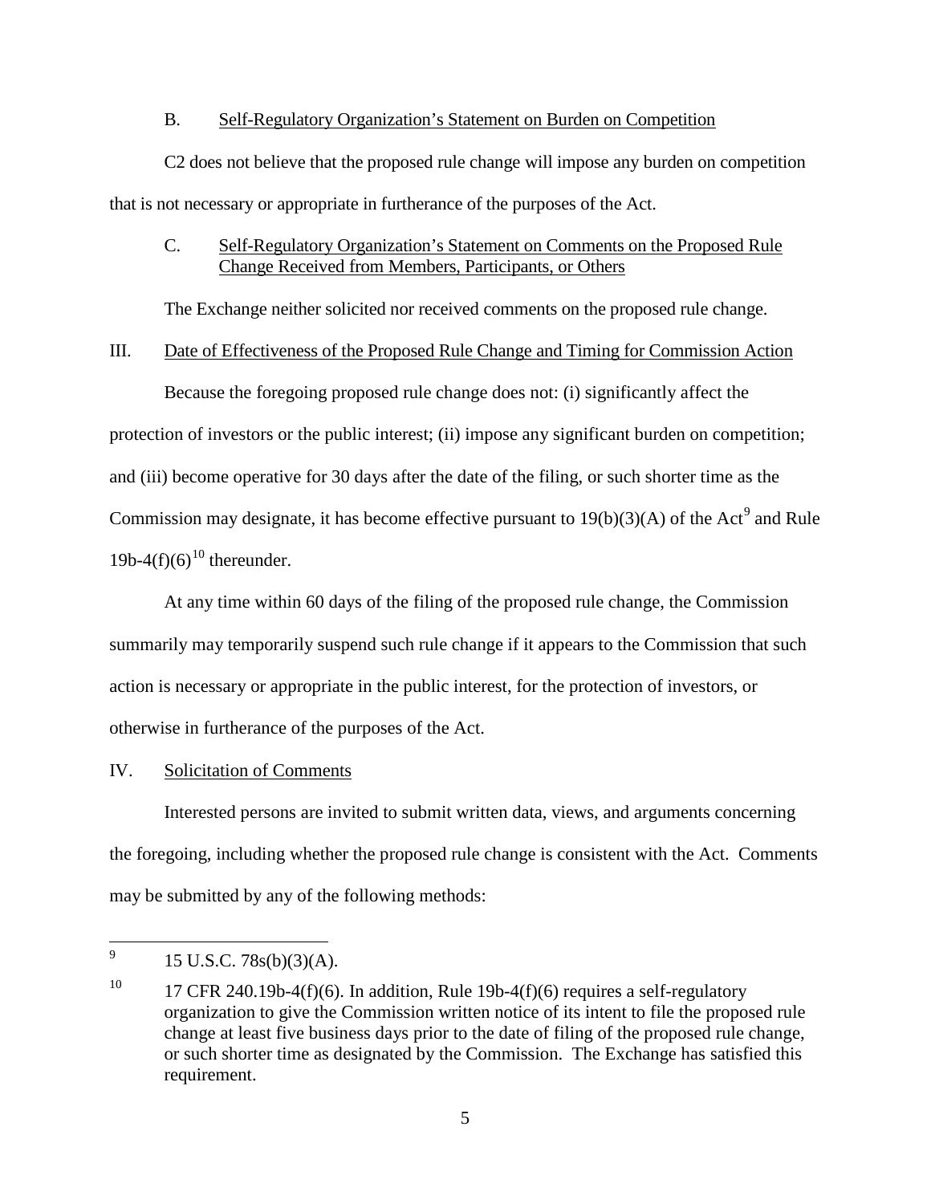### B. Self-Regulatory Organization's Statement on Burden on Competition

C2 does not believe that the proposed rule change will impose any burden on competition that is not necessary or appropriate in furtherance of the purposes of the Act.

### C. Self-Regulatory Organization's Statement on Comments on the Proposed Rule Change Received from Members, Participants, or Others

The Exchange neither solicited nor received comments on the proposed rule change.

## III. Date of Effectiveness of the Proposed Rule Change and Timing for Commission Action

Because the foregoing proposed rule change does not: (i) significantly affect the protection of investors or the public interest; (ii) impose any significant burden on competition; and (iii) become operative for 30 days after the date of the filing, or such shorter time as the Commission may designate, it has become effective pursuant to 19(b)(3)(A) of the Act[9] and Rule 19b-4(f)(6)[10] thereunder.

At any time within 60 days of the filing of the proposed rule change, the Commission summarily may temporarily suspend such rule change if it appears to the Commission that such action is necessary or appropriate in the public interest, for the protection of investors, or otherwise in furtherance of the purposes of the Act.

## IV. Solicitation of Comments

Interested persons are invited to submit written data, views, and arguments concerning the foregoing, including whether the proposed rule change is consistent with the Act. Comments may be submitted by any of the following methods:

---

[9] 15 U.S.C. 78s(b)(3)(A).

[10] 17 CFR 240.19b-4(f)(6). In addition, Rule 19b-4(f)(6) requires a self-regulatory organization to give the Commission written notice of its intent to file the proposed rule change at least five business days prior to the date of filing of the proposed rule change, or such shorter time as designated by the Commission. The Exchange has satisfied this requirement.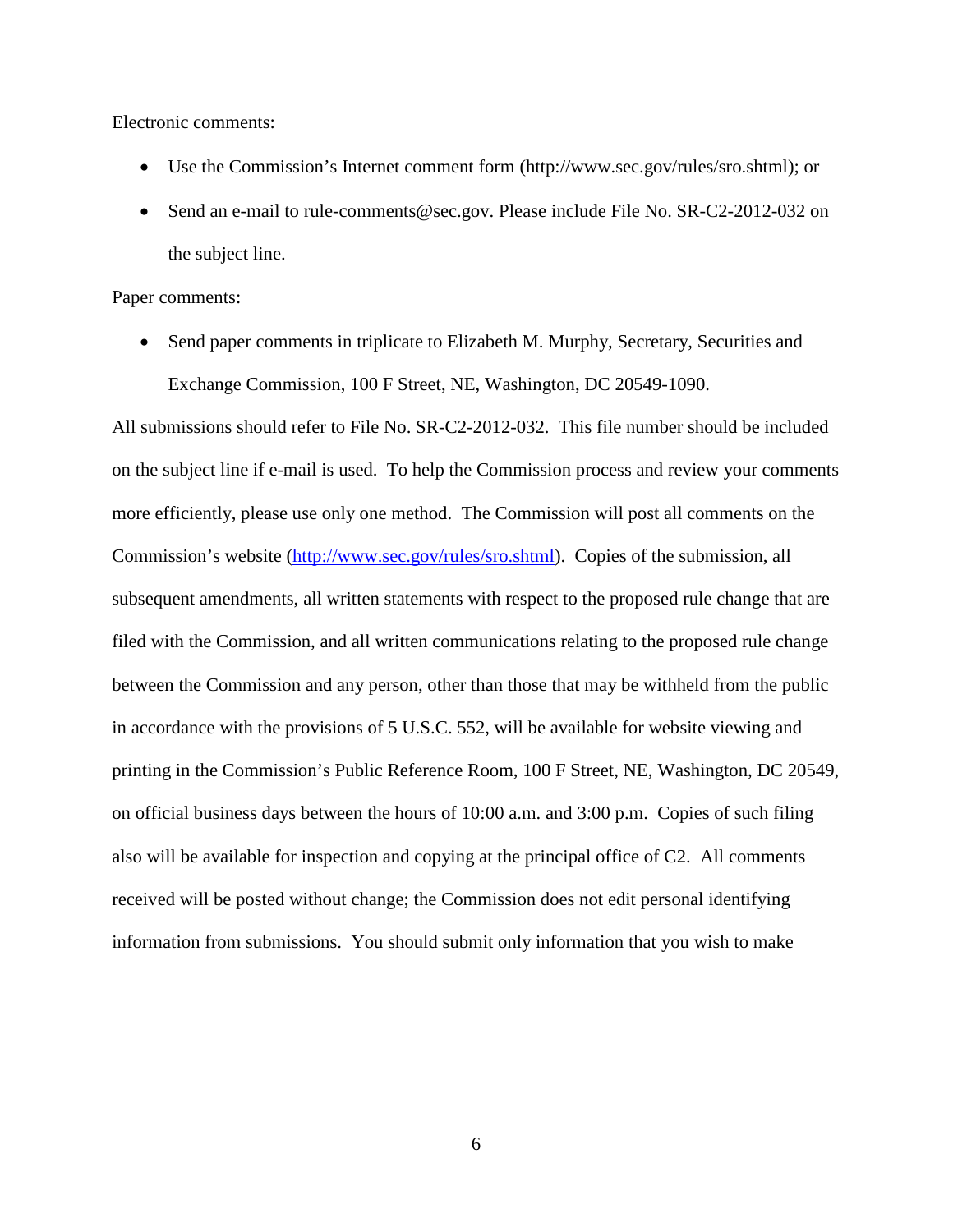Electronic comments:

- Use the Commission's Internet comment form (http://www.sec.gov/rules/sro.shtml); or
- Send an e-mail to rule-comments@sec.gov. Please include File No. SR-C2-2012-032 on the subject line.

Paper comments:

- Send paper comments in triplicate to Elizabeth M. Murphy, Secretary, Securities and Exchange Commission, 100 F Street, NE, Washington, DC 20549-1090.

All submissions should refer to File No. SR-C2-2012-032. This file number should be included on the subject line if e-mail is used. To help the Commission process and review your comments more efficiently, please use only one method. The Commission will post all comments on the Commission's website (http://www.sec.gov/rules/sro.shtml). Copies of the submission, all subsequent amendments, all written statements with respect to the proposed rule change that are filed with the Commission, and all written communications relating to the proposed rule change between the Commission and any person, other than those that may be withheld from the public in accordance with the provisions of 5 U.S.C. 552, will be available for website viewing and printing in the Commission's Public Reference Room, 100 F Street, NE, Washington, DC 20549, on official business days between the hours of 10:00 a.m. and 3:00 p.m. Copies of such filing also will be available for inspection and copying at the principal office of C2. All comments received will be posted without change; the Commission does not edit personal identifying information from submissions. You should submit only information that you wish to make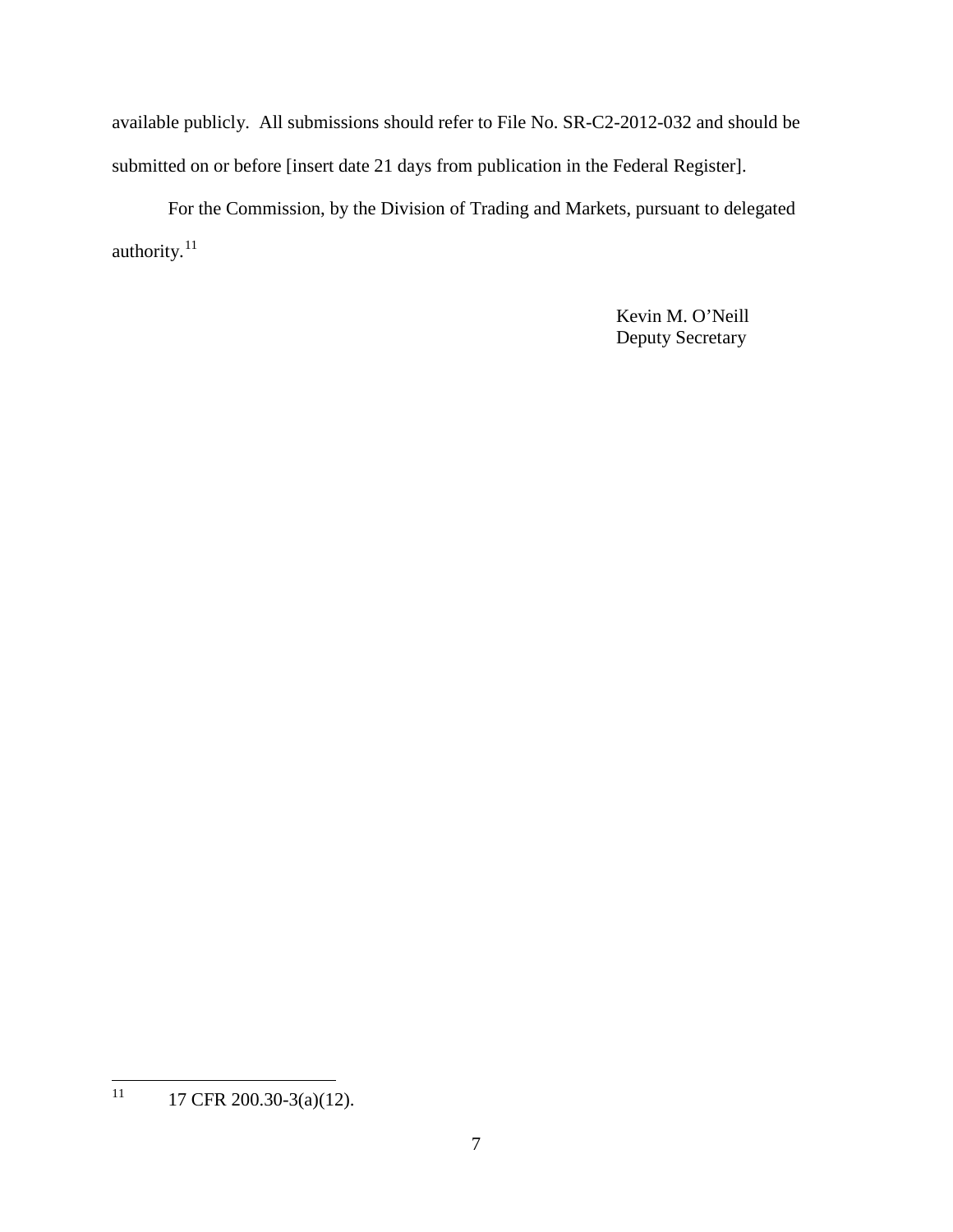available publicly. All submissions should refer to File No. SR-C2-2012-032 and should be submitted on or before [insert date 21 days from publication in the Federal Register].

For the Commission, by the Division of Trading and Markets, pursuant to delegated authority.[11]

Kevin M. O'Neill
Deputy Secretary

---

[11] 17 CFR 200.30-3(a)(12).